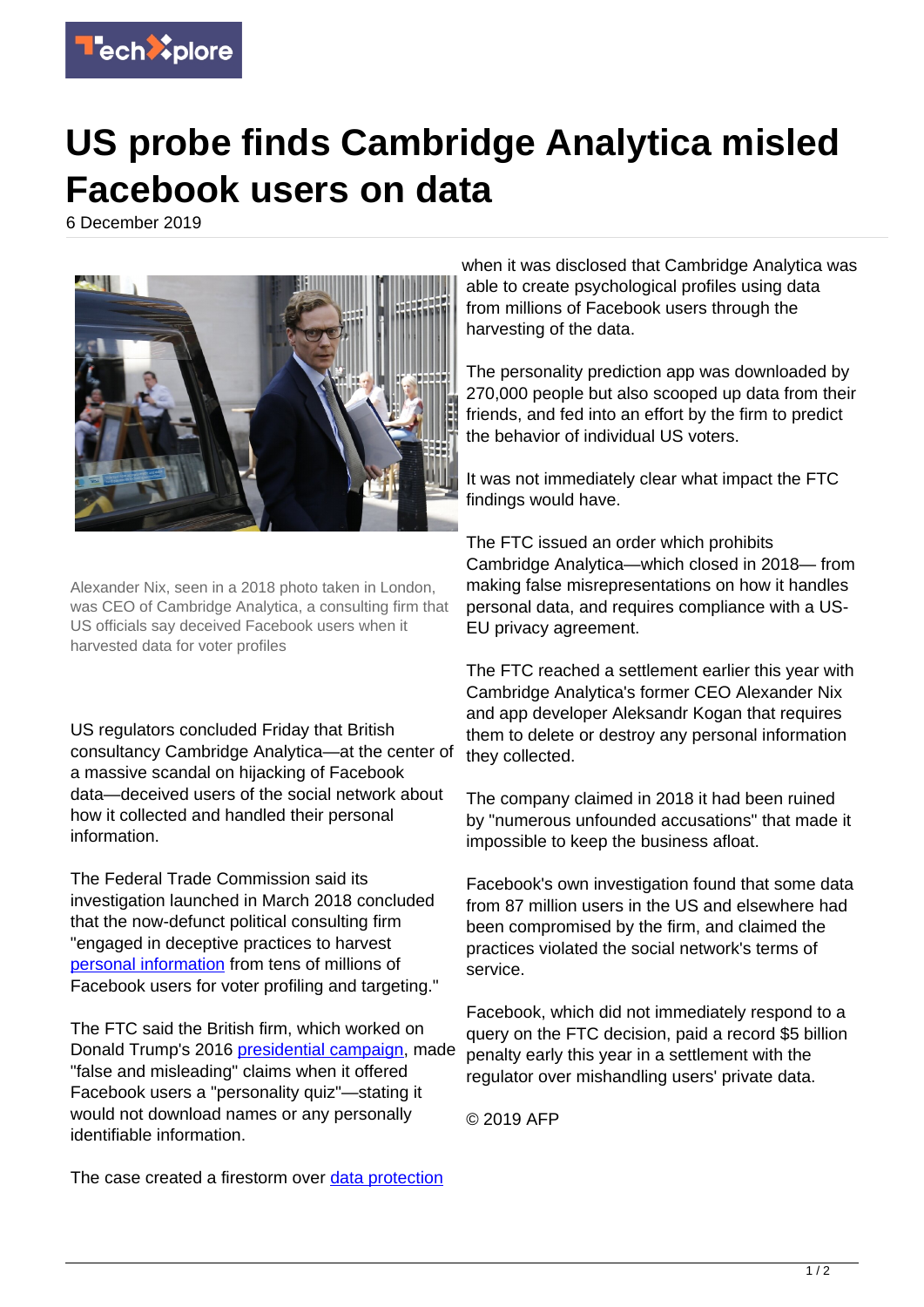# US probe finds Cambridge Analytica misled Facebook users on data

6 December 2019

Alexander Nix, seen in a 2018 photo taken in London, was CEO of Cambridge Analytica, a consulting firm that US officials say deceived Facebook users when it harvested data for voter profiles

US regulators concluded Friday that British consultancy Cambridge Analytica—at the center of a massive scandal on hijacking of Facebook data—deceived users of the social network about how it collected and handled their personal information.

The Federal Trade Commission said its investigation launched in March 2018 concluded that the now-defunct political consulting firm "engaged in deceptive practices to harvest personal information from tens of millions of Facebook users for voter profiling and targeting."

The FTC said the British firm, which worked on Donald Trump's 2016 presidential campaign, made "false and misleading" claims when it offered Facebook users a "personality quiz"—stating it would not download names or any personally identifiable information.

The case created a firestorm over data protection when it was disclosed that Cambridge Analytica was able to create psychological profiles using data from millions of Facebook users through the harvesting of the data.

The personality prediction app was downloaded by 270,000 people but also scooped up data from their friends, and fed into an effort by the firm to predict the behavior of individual US voters.

It was not immediately clear what impact the FTC findings would have.

The FTC issued an order which prohibits Cambridge Analytica—which closed in 2018— from making false misrepresentations on how it handles personal data, and requires compliance with a US-EU privacy agreement.

The FTC reached a settlement earlier this year with Cambridge Analytica's former CEO Alexander Nix and app developer Aleksandr Kogan that requires them to delete or destroy any personal information they collected.

The company claimed in 2018 it had been ruined by "numerous unfounded accusations" that made it impossible to keep the business afloat.

Facebook's own investigation found that some data from 87 million users in the US and elsewhere had been compromised by the firm, and claimed the practices violated the social network's terms of service.

Facebook, which did not immediately respond to a query on the FTC decision, paid a record $5 billion penalty early this year in a settlement with the regulator over mishandling users' private data.

© 2019 AFP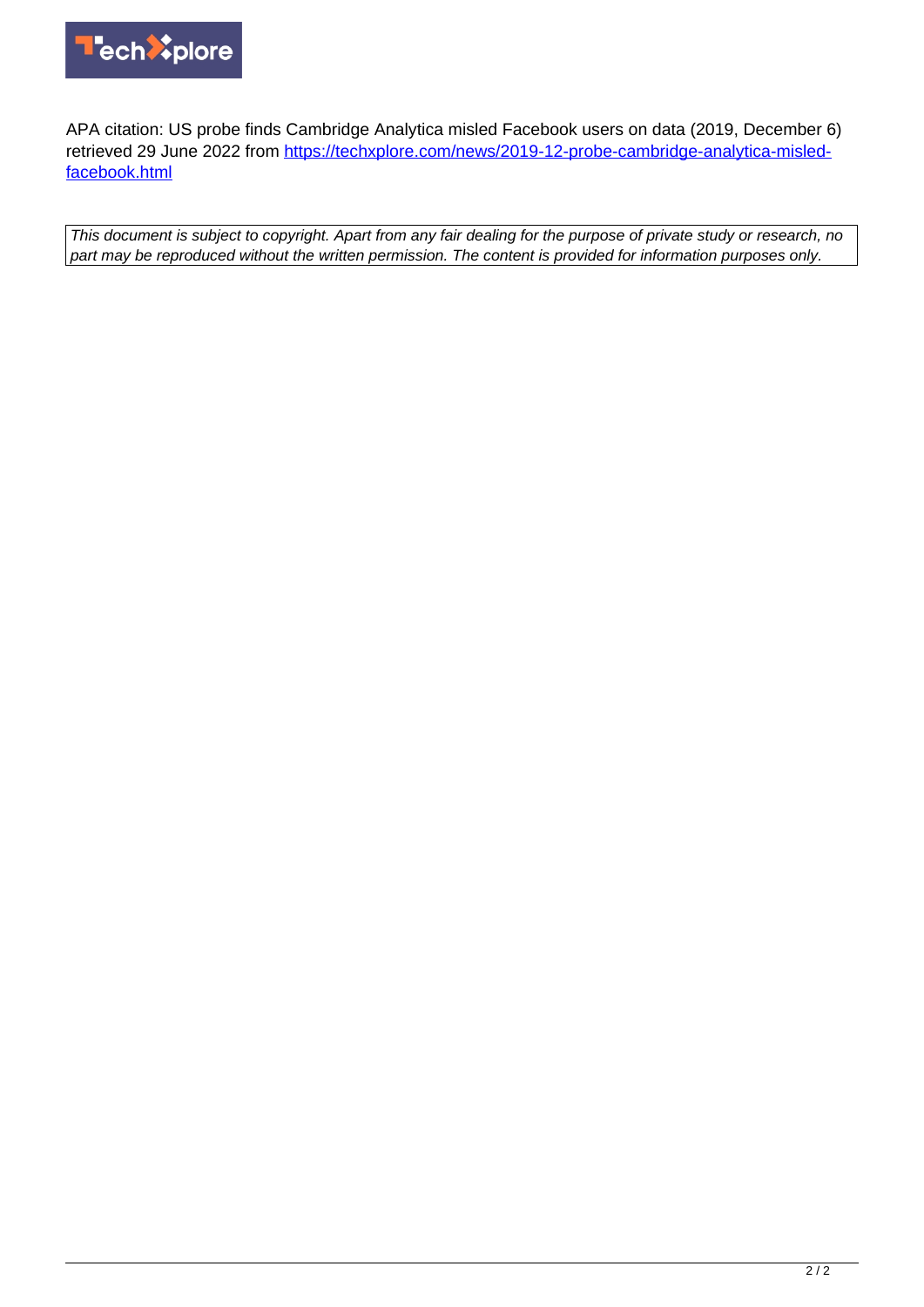APA citation: US probe finds Cambridge Analytica misled Facebook users on data (2019, December 6) retrieved 29 June 2022 from https://techxplore.com/news/2019-12-probe-cambridge-analytica-misled-facebook.html

*This document is subject to copyright. Apart from any fair dealing for the purpose of private study or research, no part may be reproduced without the written permission. The content is provided for information purposes only.*